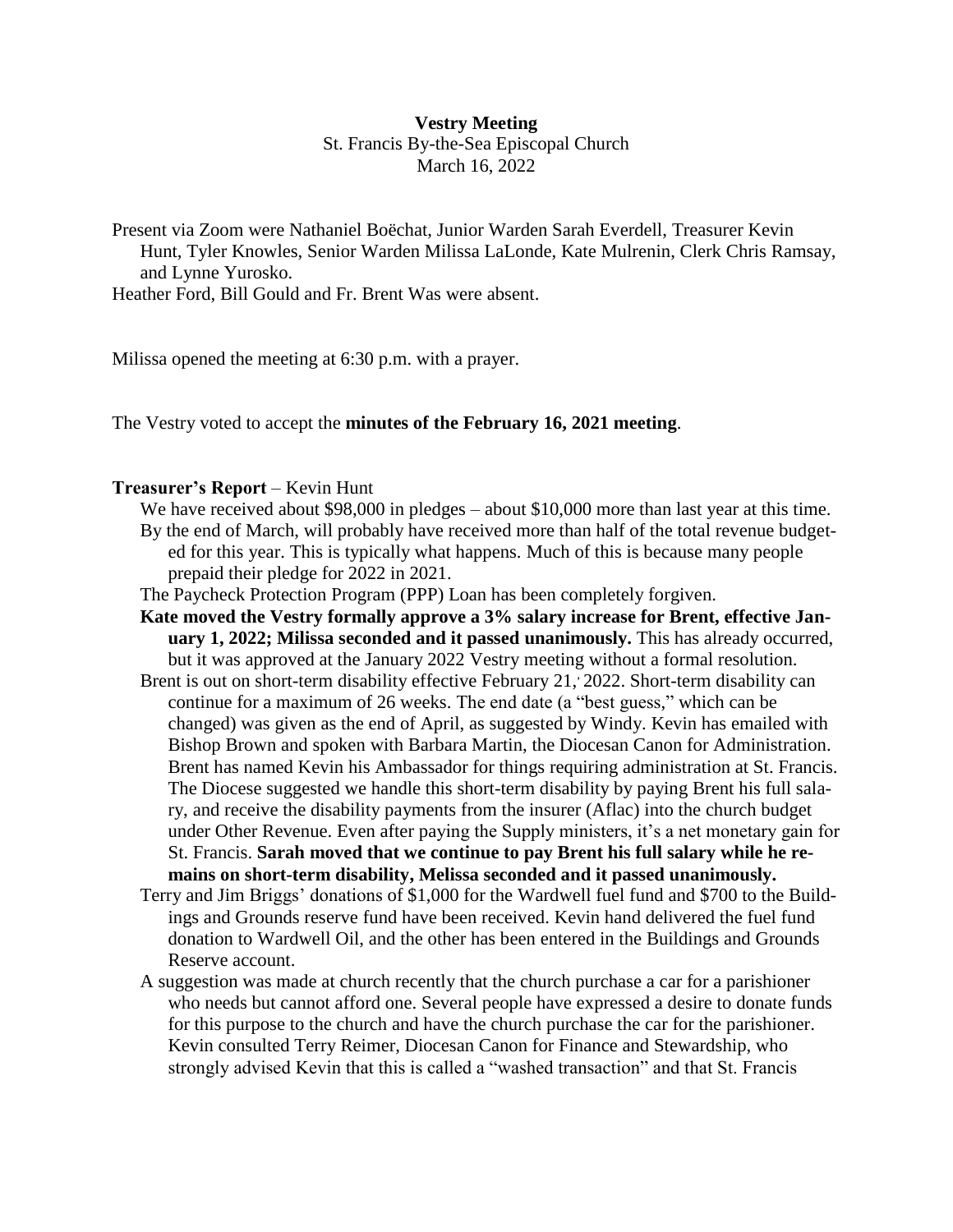**Vestry Meeting**

St. Francis By-the-Sea Episcopal Church

March 16, 2022

Present via Zoom were Nathaniel Boëchat, Junior Warden Sarah Everdell, Treasurer Kevin Hunt, Tyler Knowles, Senior Warden Milissa LaLonde, Kate Mulrenin, Clerk Chris Ramsay, and Lynne Yurosko.

Heather Ford, Bill Gould and Fr. Brent Was were absent.

Milissa opened the meeting at 6:30 p.m. with a prayer.

The Vestry voted to accept the **minutes of the February 16, 2021 meeting**.

**Treasurer's Report** – Kevin Hunt

We have received about $98,000 in pledges – about $10,000 more than last year at this time. By the end of March, will probably have received more than half of the total revenue budgeted for this year. This is typically what happens. Much of this is because many people prepaid their pledge for 2022 in 2021.

The Paycheck Protection Program (PPP) Loan has been completely forgiven.

**Kate moved the Vestry formally approve a 3% salary increase for Brent, effective January 1, 2022; Milissa seconded and it passed unanimously.** This has already occurred, but it was approved at the January 2022 Vestry meeting without a formal resolution.

Brent is out on short-term disability effective February 21, 2022. Short-term disability can continue for a maximum of 26 weeks. The end date (a "best guess," which can be changed) was given as the end of April, as suggested by Windy. Kevin has emailed with Bishop Brown and spoken with Barbara Martin, the Diocesan Canon for Administration. Brent has named Kevin his Ambassador for things requiring administration at St. Francis. The Diocese suggested we handle this short-term disability by paying Brent his full salary, and receive the disability payments from the insurer (Aflac) into the church budget under Other Revenue. Even after paying the Supply ministers, it's a net monetary gain for St. Francis. **Sarah moved that we continue to pay Brent his full salary while he remains on short-term disability, Melissa seconded and it passed unanimously.**

Terry and Jim Briggs' donations of $1,000 for the Wardwell fuel fund and $700 to the Buildings and Grounds reserve fund have been received. Kevin hand delivered the fuel fund donation to Wardwell Oil, and the other has been entered in the Buildings and Grounds Reserve account.

A suggestion was made at church recently that the church purchase a car for a parishioner who needs but cannot afford one. Several people have expressed a desire to donate funds for this purpose to the church and have the church purchase the car for the parishioner. Kevin consulted Terry Reimer, Diocesan Canon for Finance and Stewardship, who strongly advised Kevin that this is called a "washed transaction" and that St. Francis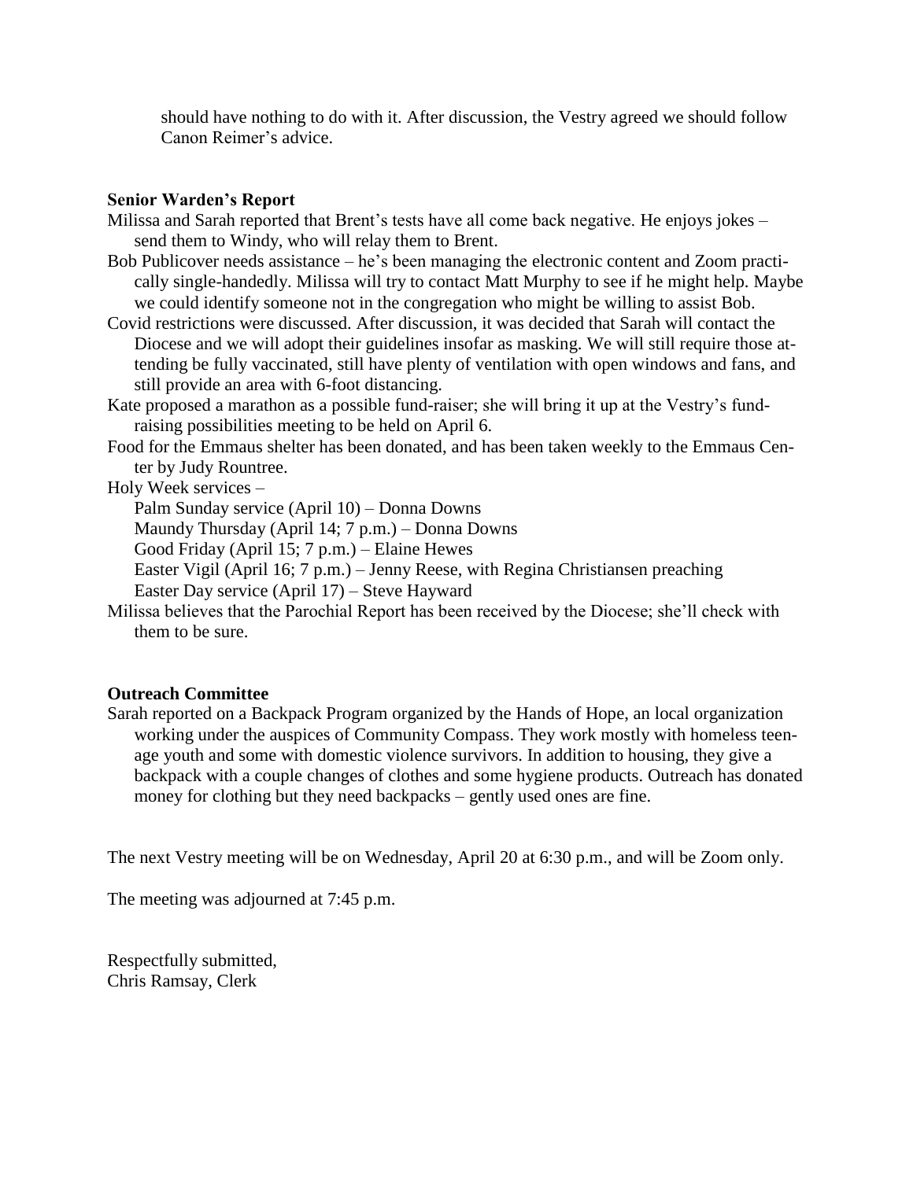should have nothing to do with it. After discussion, the Vestry agreed we should follow Canon Reimer's advice.

**Senior Warden's Report**

Milissa and Sarah reported that Brent's tests have all come back negative. He enjoys jokes – send them to Windy, who will relay them to Brent.

Bob Publicover needs assistance – he's been managing the electronic content and Zoom practically single-handedly. Milissa will try to contact Matt Murphy to see if he might help. Maybe we could identify someone not in the congregation who might be willing to assist Bob.

Covid restrictions were discussed. After discussion, it was decided that Sarah will contact the Diocese and we will adopt their guidelines insofar as masking. We will still require those attending be fully vaccinated, still have plenty of ventilation with open windows and fans, and still provide an area with 6-foot distancing.

Kate proposed a marathon as a possible fund-raiser; she will bring it up at the Vestry's fund-raising possibilities meeting to be held on April 6.

Food for the Emmaus shelter has been donated, and has been taken weekly to the Emmaus Center by Judy Rountree.

Holy Week services –

Palm Sunday service (April 10) – Donna Downs
Maundy Thursday (April 14; 7 p.m.) – Donna Downs
Good Friday (April 15; 7 p.m.) – Elaine Hewes
Easter Vigil (April 16; 7 p.m.) – Jenny Reese, with Regina Christiansen preaching
Easter Day service (April 17) – Steve Hayward

Milissa believes that the Parochial Report has been received by the Diocese; she'll check with them to be sure.

**Outreach Committee**

Sarah reported on a Backpack Program organized by the Hands of Hope, an local organization working under the auspices of Community Compass. They work mostly with homeless teenage youth and some with domestic violence survivors. In addition to housing, they give a backpack with a couple changes of clothes and some hygiene products. Outreach has donated money for clothing but they need backpacks – gently used ones are fine.

The next Vestry meeting will be on Wednesday, April 20 at 6:30 p.m., and will be Zoom only.

The meeting was adjourned at 7:45 p.m.

Respectfully submitted,
Chris Ramsay, Clerk